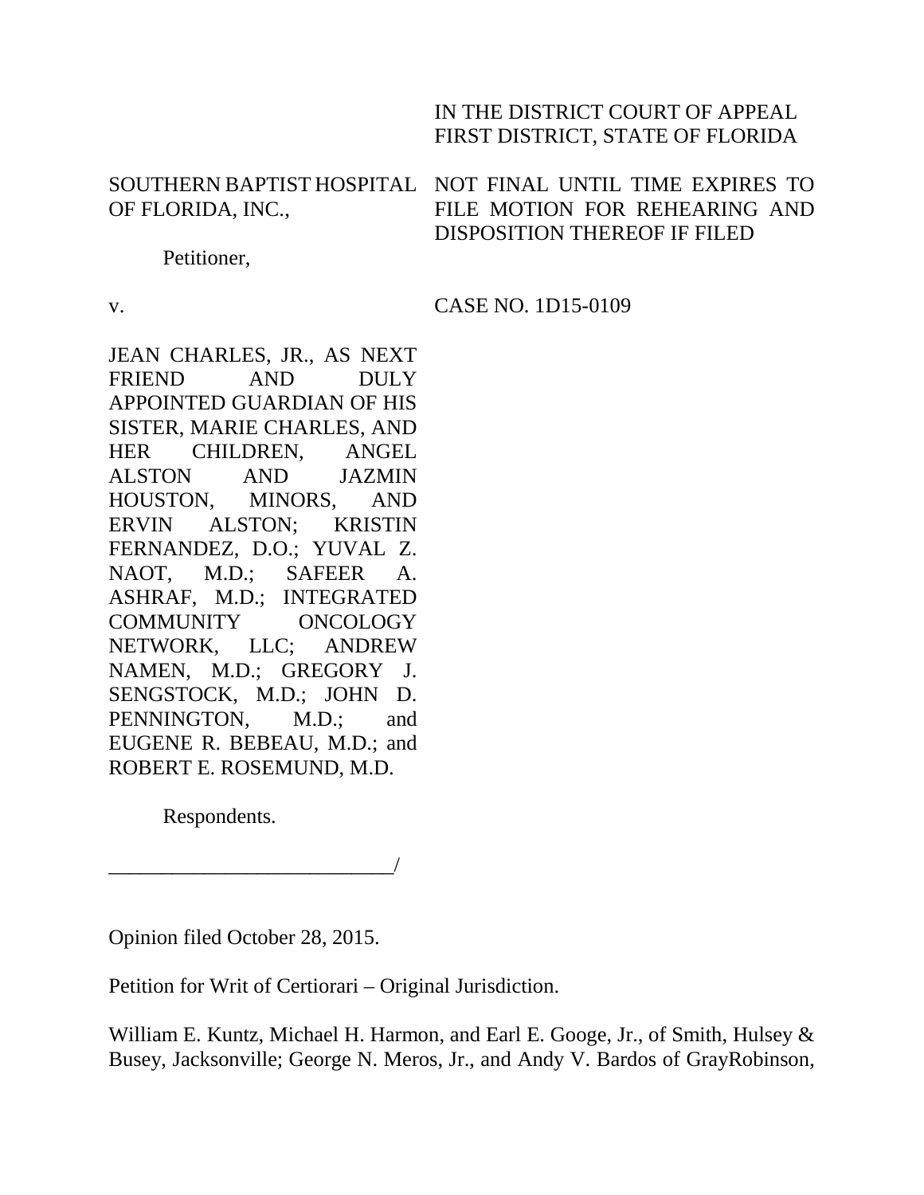IN THE DISTRICT COURT OF APPEAL
FIRST DISTRICT, STATE OF FLORIDA

SOUTHERN BAPTIST HOSPITAL OF FLORIDA, INC.,

Petitioner,

NOT FINAL UNTIL TIME EXPIRES TO FILE MOTION FOR REHEARING AND DISPOSITION THEREOF IF FILED

v.

CASE NO. 1D15-0109

JEAN CHARLES, JR., AS NEXT FRIEND AND DULY APPOINTED GUARDIAN OF HIS SISTER, MARIE CHARLES, AND HER CHILDREN, ANGEL ALSTON AND JAZMIN HOUSTON, MINORS, AND ERVIN ALSTON; KRISTIN FERNANDEZ, D.O.; YUVAL Z. NAOT, M.D.; SAFEER A. ASHRAF, M.D.; INTEGRATED COMMUNITY ONCOLOGY NETWORK, LLC; ANDREW NAMEN, M.D.; GREGORY J. SENGSTOCK, M.D.; JOHN D. PENNINGTON, M.D.; and EUGENE R. BEBEAU, M.D.; and ROBERT E. ROSEMUND, M.D.

Respondents.

_____________________________/

Opinion filed October 28, 2015.

Petition for Writ of Certiorari – Original Jurisdiction.

William E. Kuntz, Michael H. Harmon, and Earl E. Googe, Jr., of Smith, Hulsey & Busey, Jacksonville; George N. Meros, Jr., and Andy V. Bardos of GrayRobinson,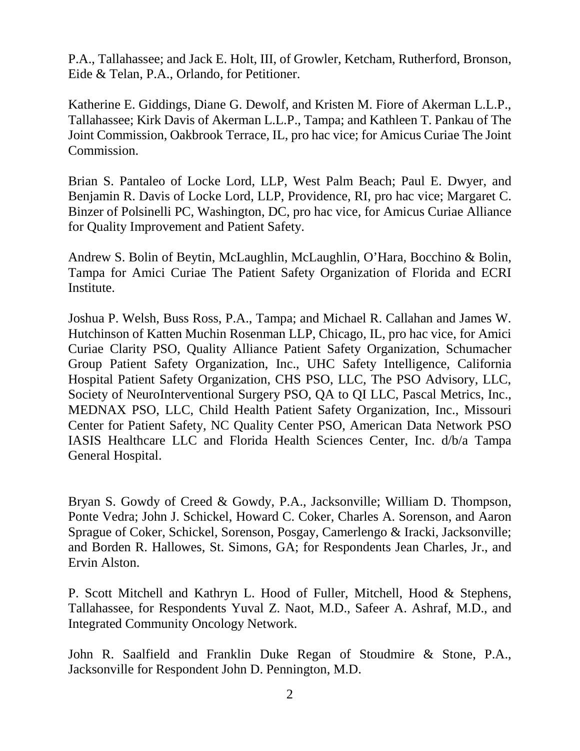P.A., Tallahassee; and Jack E. Holt, III, of Growler, Ketcham, Rutherford, Bronson, Eide & Telan, P.A., Orlando, for Petitioner.

Katherine E. Giddings, Diane G. Dewolf, and Kristen M. Fiore of Akerman L.L.P., Tallahassee; Kirk Davis of Akerman L.L.P., Tampa; and Kathleen T. Pankau of The Joint Commission, Oakbrook Terrace, IL, pro hac vice; for Amicus Curiae The Joint Commission.

Brian S. Pantaleo of Locke Lord, LLP, West Palm Beach; Paul E. Dwyer, and Benjamin R. Davis of Locke Lord, LLP, Providence, RI, pro hac vice; Margaret C. Binzer of Polsinelli PC, Washington, DC, pro hac vice, for Amicus Curiae Alliance for Quality Improvement and Patient Safety.

Andrew S. Bolin of Beytin, McLaughlin, McLaughlin, O'Hara, Bocchino & Bolin, Tampa for Amici Curiae The Patient Safety Organization of Florida and ECRI Institute.

Joshua P. Welsh, Buss Ross, P.A., Tampa; and Michael R. Callahan and James W. Hutchinson of Katten Muchin Rosenman LLP, Chicago, IL, pro hac vice, for Amici Curiae Clarity PSO, Quality Alliance Patient Safety Organization, Schumacher Group Patient Safety Organization, Inc., UHC Safety Intelligence, California Hospital Patient Safety Organization, CHS PSO, LLC, The PSO Advisory, LLC, Society of NeuroInterventional Surgery PSO, QA to QI LLC, Pascal Metrics, Inc., MEDNAX PSO, LLC, Child Health Patient Safety Organization, Inc., Missouri Center for Patient Safety, NC Quality Center PSO, American Data Network PSO IASIS Healthcare LLC and Florida Health Sciences Center, Inc. d/b/a Tampa General Hospital.

Bryan S. Gowdy of Creed & Gowdy, P.A., Jacksonville; William D. Thompson, Ponte Vedra; John J. Schickel, Howard C. Coker, Charles A. Sorenson, and Aaron Sprague of Coker, Schickel, Sorenson, Posgay, Camerlengo & Iracki, Jacksonville; and Borden R. Hallowes, St. Simons, GA; for Respondents Jean Charles, Jr., and Ervin Alston.

P. Scott Mitchell and Kathryn L. Hood of Fuller, Mitchell, Hood & Stephens, Tallahassee, for Respondents Yuval Z. Naot, M.D., Safeer A. Ashraf, M.D., and Integrated Community Oncology Network.

John R. Saalfield and Franklin Duke Regan of Stoudmire & Stone, P.A., Jacksonville for Respondent John D. Pennington, M.D.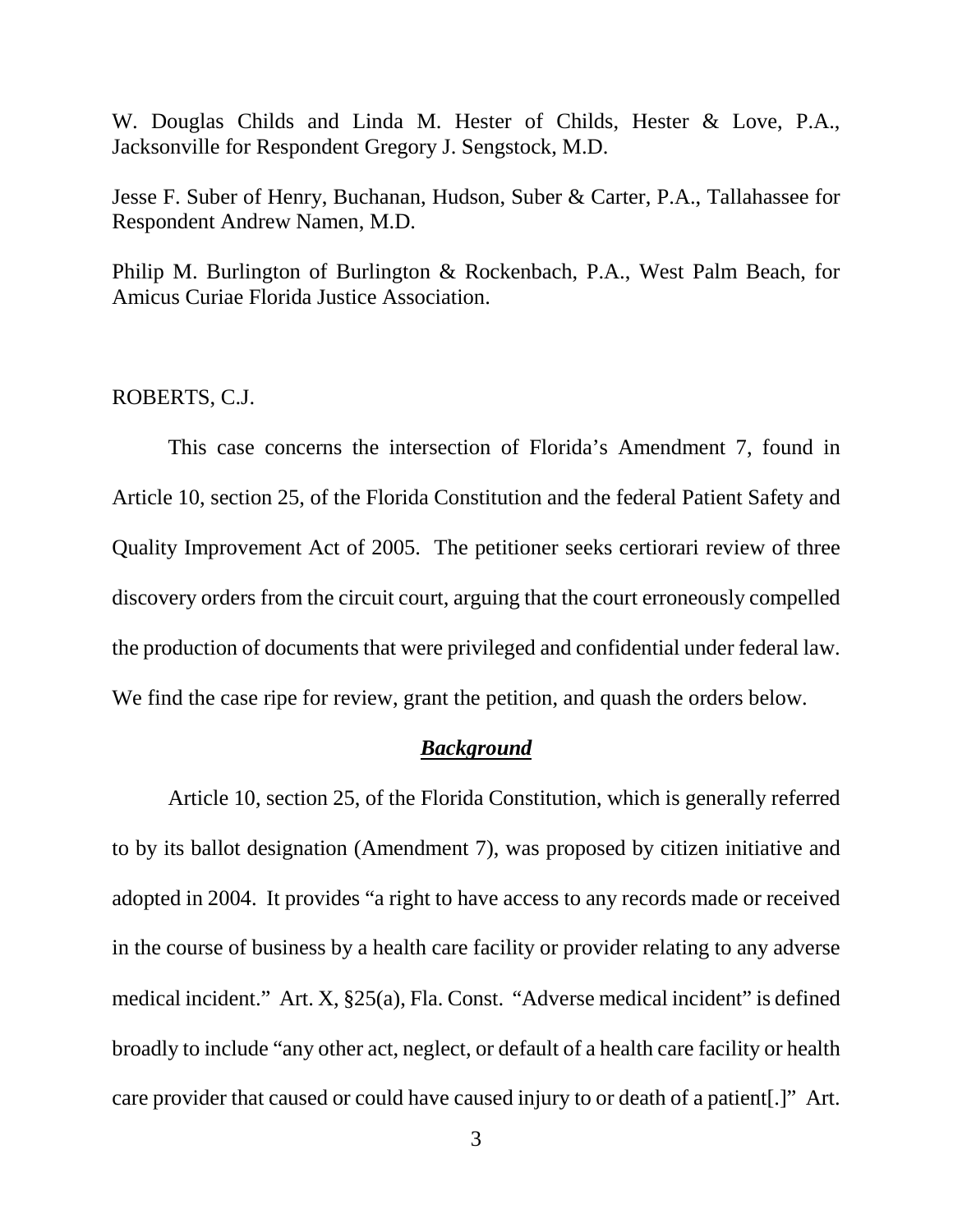W. Douglas Childs and Linda M. Hester of Childs, Hester & Love, P.A., Jacksonville for Respondent Gregory J. Sengstock, M.D.

Jesse F. Suber of Henry, Buchanan, Hudson, Suber & Carter, P.A., Tallahassee for Respondent Andrew Namen, M.D.

Philip M. Burlington of Burlington & Rockenbach, P.A., West Palm Beach, for Amicus Curiae Florida Justice Association.

ROBERTS, C.J.

This case concerns the intersection of Florida's Amendment 7, found in Article 10, section 25, of the Florida Constitution and the federal Patient Safety and Quality Improvement Act of 2005. The petitioner seeks certiorari review of three discovery orders from the circuit court, arguing that the court erroneously compelled the production of documents that were privileged and confidential under federal law. We find the case ripe for review, grant the petition, and quash the orders below.

## ***Background***

Article 10, section 25, of the Florida Constitution, which is generally referred to by its ballot designation (Amendment 7), was proposed by citizen initiative and adopted in 2004. It provides "a right to have access to any records made or received in the course of business by a health care facility or provider relating to any adverse medical incident." Art. X, §25(a), Fla. Const. "Adverse medical incident" is defined broadly to include "any other act, neglect, or default of a health care facility or health care provider that caused or could have caused injury to or death of a patient[.]" Art.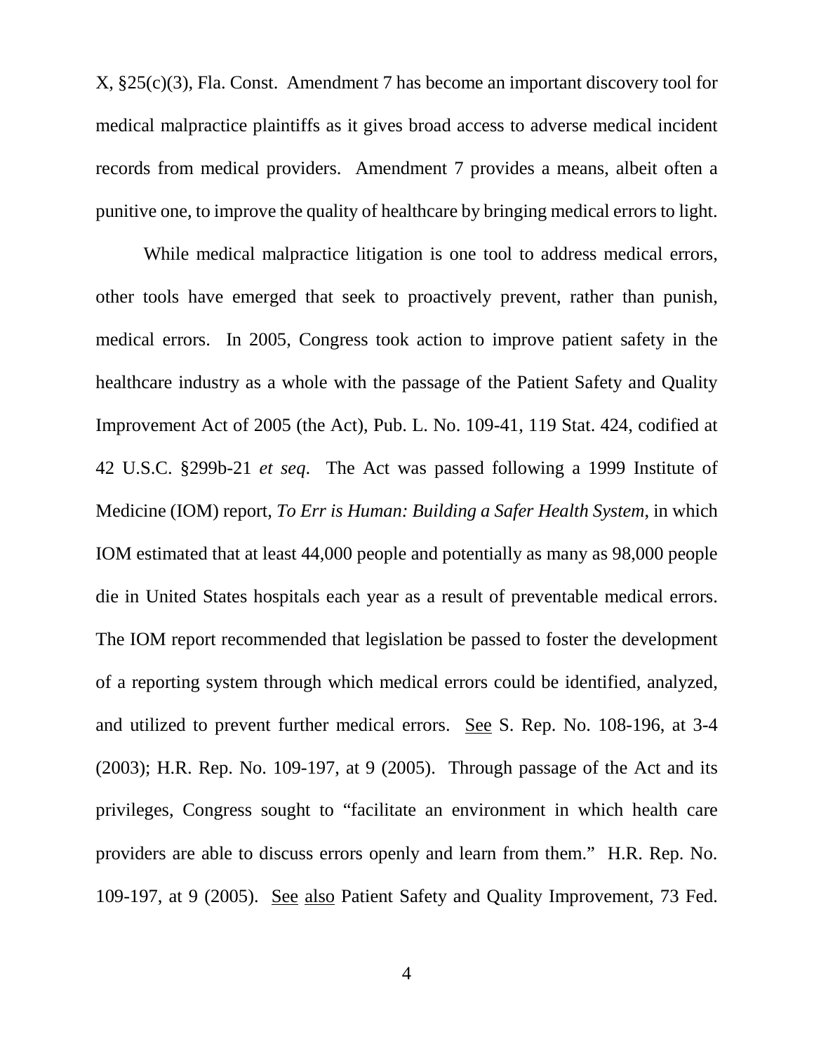X, §25(c)(3), Fla. Const. Amendment 7 has become an important discovery tool for medical malpractice plaintiffs as it gives broad access to adverse medical incident records from medical providers. Amendment 7 provides a means, albeit often a punitive one, to improve the quality of healthcare by bringing medical errors to light.

While medical malpractice litigation is one tool to address medical errors, other tools have emerged that seek to proactively prevent, rather than punish, medical errors. In 2005, Congress took action to improve patient safety in the healthcare industry as a whole with the passage of the Patient Safety and Quality Improvement Act of 2005 (the Act), Pub. L. No. 109-41, 119 Stat. 424, codified at 42 U.S.C. §299b-21 *et seq*. The Act was passed following a 1999 Institute of Medicine (IOM) report, *To Err is Human: Building a Safer Health System*, in which IOM estimated that at least 44,000 people and potentially as many as 98,000 people die in United States hospitals each year as a result of preventable medical errors. The IOM report recommended that legislation be passed to foster the development of a reporting system through which medical errors could be identified, analyzed, and utilized to prevent further medical errors. See S. Rep. No. 108-196, at 3-4 (2003); H.R. Rep. No. 109-197, at 9 (2005). Through passage of the Act and its privileges, Congress sought to "facilitate an environment in which health care providers are able to discuss errors openly and learn from them." H.R. Rep. No. 109-197, at 9 (2005). See also Patient Safety and Quality Improvement, 73 Fed.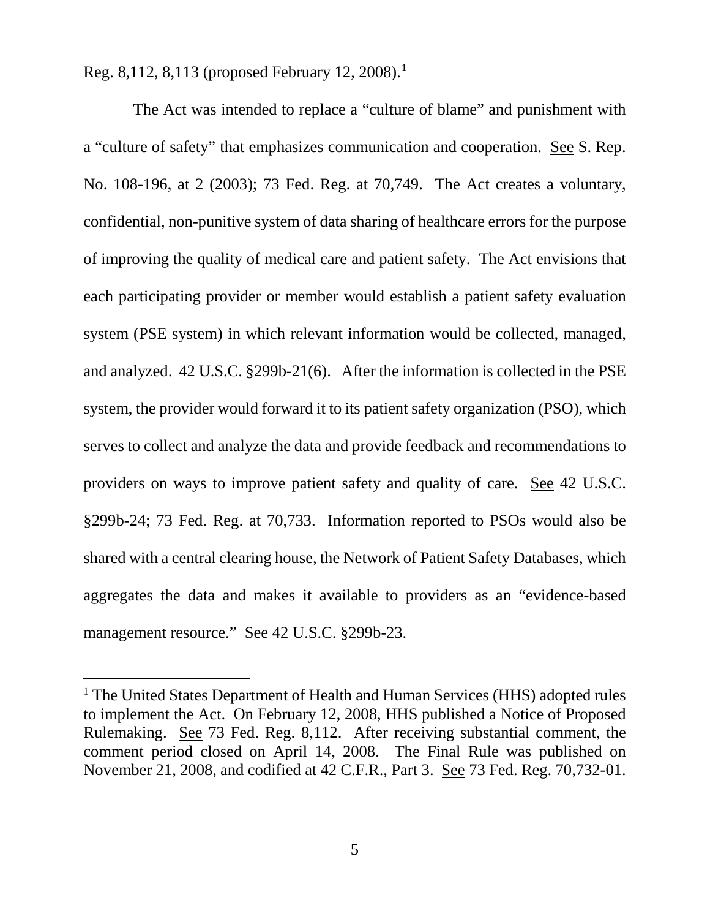Reg. 8,112, 8,113 (proposed February 12, 2008).[1]

The Act was intended to replace a "culture of blame" and punishment with a "culture of safety" that emphasizes communication and cooperation. See S. Rep. No. 108-196, at 2 (2003); 73 Fed. Reg. at 70,749. The Act creates a voluntary, confidential, non-punitive system of data sharing of healthcare errors for the purpose of improving the quality of medical care and patient safety. The Act envisions that each participating provider or member would establish a patient safety evaluation system (PSE system) in which relevant information would be collected, managed, and analyzed. 42 U.S.C. §299b-21(6). After the information is collected in the PSE system, the provider would forward it to its patient safety organization (PSO), which serves to collect and analyze the data and provide feedback and recommendations to providers on ways to improve patient safety and quality of care. See 42 U.S.C. §299b-24; 73 Fed. Reg. at 70,733. Information reported to PSOs would also be shared with a central clearing house, the Network of Patient Safety Databases, which aggregates the data and makes it available to providers as an "evidence-based management resource." See 42 U.S.C. §299b-23.

---

[1] The United States Department of Health and Human Services (HHS) adopted rules to implement the Act. On February 12, 2008, HHS published a Notice of Proposed Rulemaking. See 73 Fed. Reg. 8,112. After receiving substantial comment, the comment period closed on April 14, 2008. The Final Rule was published on November 21, 2008, and codified at 42 C.F.R., Part 3. See 73 Fed. Reg. 70,732-01.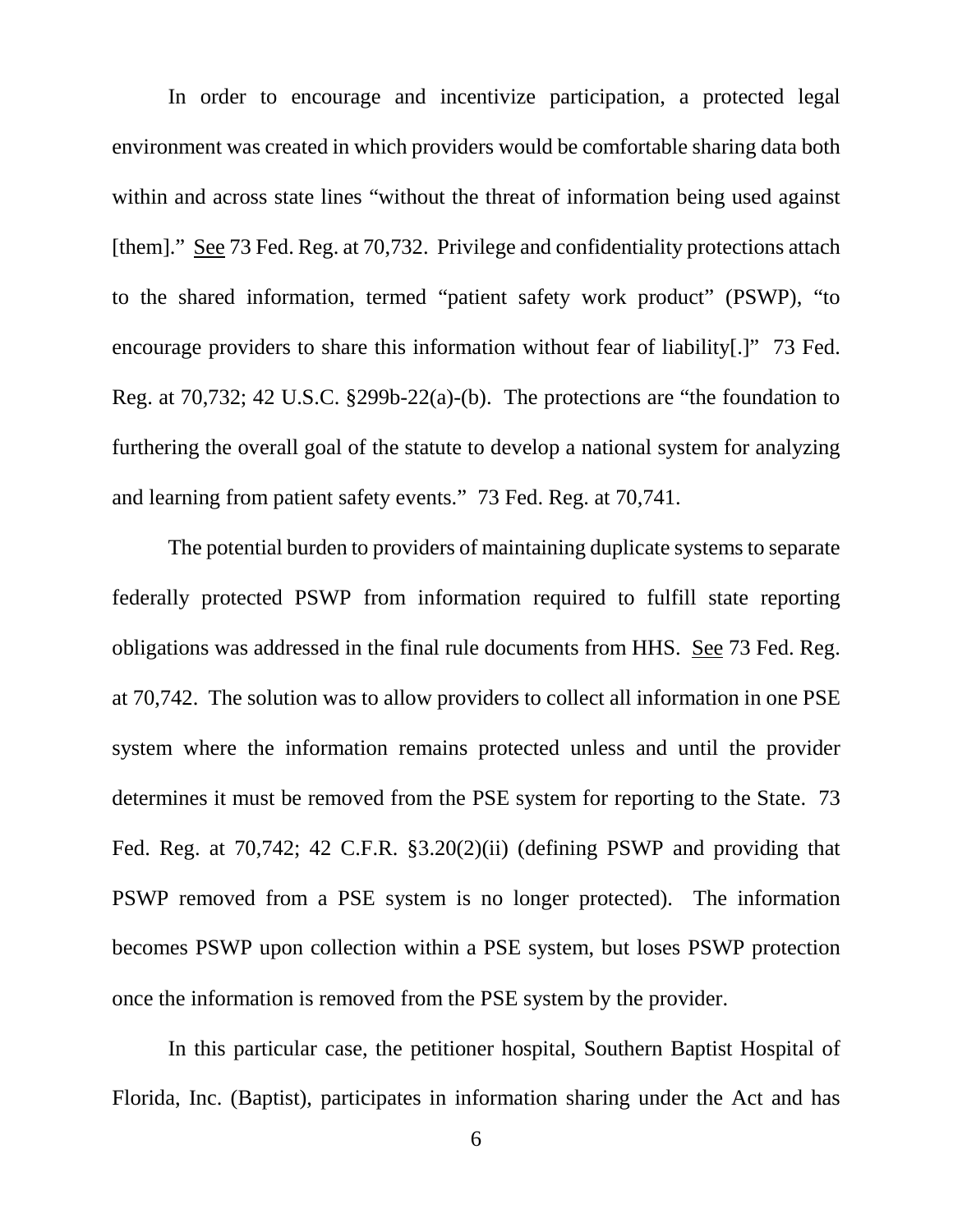In order to encourage and incentivize participation, a protected legal environment was created in which providers would be comfortable sharing data both within and across state lines "without the threat of information being used against [them]." See 73 Fed. Reg. at 70,732. Privilege and confidentiality protections attach to the shared information, termed "patient safety work product" (PSWP), "to encourage providers to share this information without fear of liability[.]" 73 Fed. Reg. at 70,732; 42 U.S.C. §299b-22(a)-(b). The protections are "the foundation to furthering the overall goal of the statute to develop a national system for analyzing and learning from patient safety events." 73 Fed. Reg. at 70,741.

The potential burden to providers of maintaining duplicate systems to separate federally protected PSWP from information required to fulfill state reporting obligations was addressed in the final rule documents from HHS. See 73 Fed. Reg. at 70,742. The solution was to allow providers to collect all information in one PSE system where the information remains protected unless and until the provider determines it must be removed from the PSE system for reporting to the State. 73 Fed. Reg. at 70,742; 42 C.F.R. §3.20(2)(ii) (defining PSWP and providing that PSWP removed from a PSE system is no longer protected). The information becomes PSWP upon collection within a PSE system, but loses PSWP protection once the information is removed from the PSE system by the provider.

In this particular case, the petitioner hospital, Southern Baptist Hospital of Florida, Inc. (Baptist), participates in information sharing under the Act and has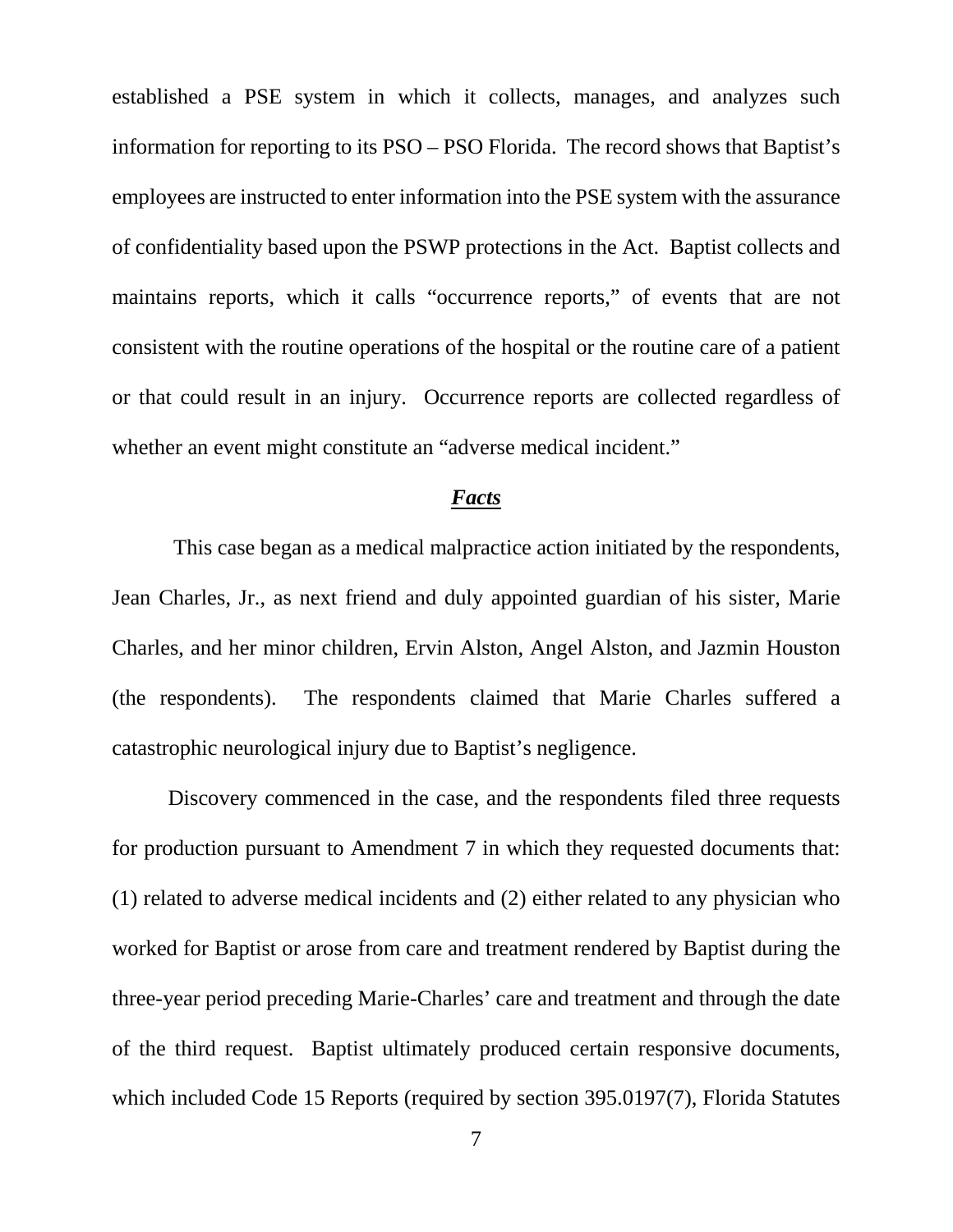established a PSE system in which it collects, manages, and analyzes such information for reporting to its PSO – PSO Florida. The record shows that Baptist's employees are instructed to enter information into the PSE system with the assurance of confidentiality based upon the PSWP protections in the Act. Baptist collects and maintains reports, which it calls "occurrence reports," of events that are not consistent with the routine operations of the hospital or the routine care of a patient or that could result in an injury. Occurrence reports are collected regardless of whether an event might constitute an "adverse medical incident."

## ***Facts***

This case began as a medical malpractice action initiated by the respondents, Jean Charles, Jr., as next friend and duly appointed guardian of his sister, Marie Charles, and her minor children, Ervin Alston, Angel Alston, and Jazmin Houston (the respondents). The respondents claimed that Marie Charles suffered a catastrophic neurological injury due to Baptist's negligence.

Discovery commenced in the case, and the respondents filed three requests for production pursuant to Amendment 7 in which they requested documents that: (1) related to adverse medical incidents and (2) either related to any physician who worked for Baptist or arose from care and treatment rendered by Baptist during the three-year period preceding Marie-Charles' care and treatment and through the date of the third request. Baptist ultimately produced certain responsive documents, which included Code 15 Reports (required by section 395.0197(7), Florida Statutes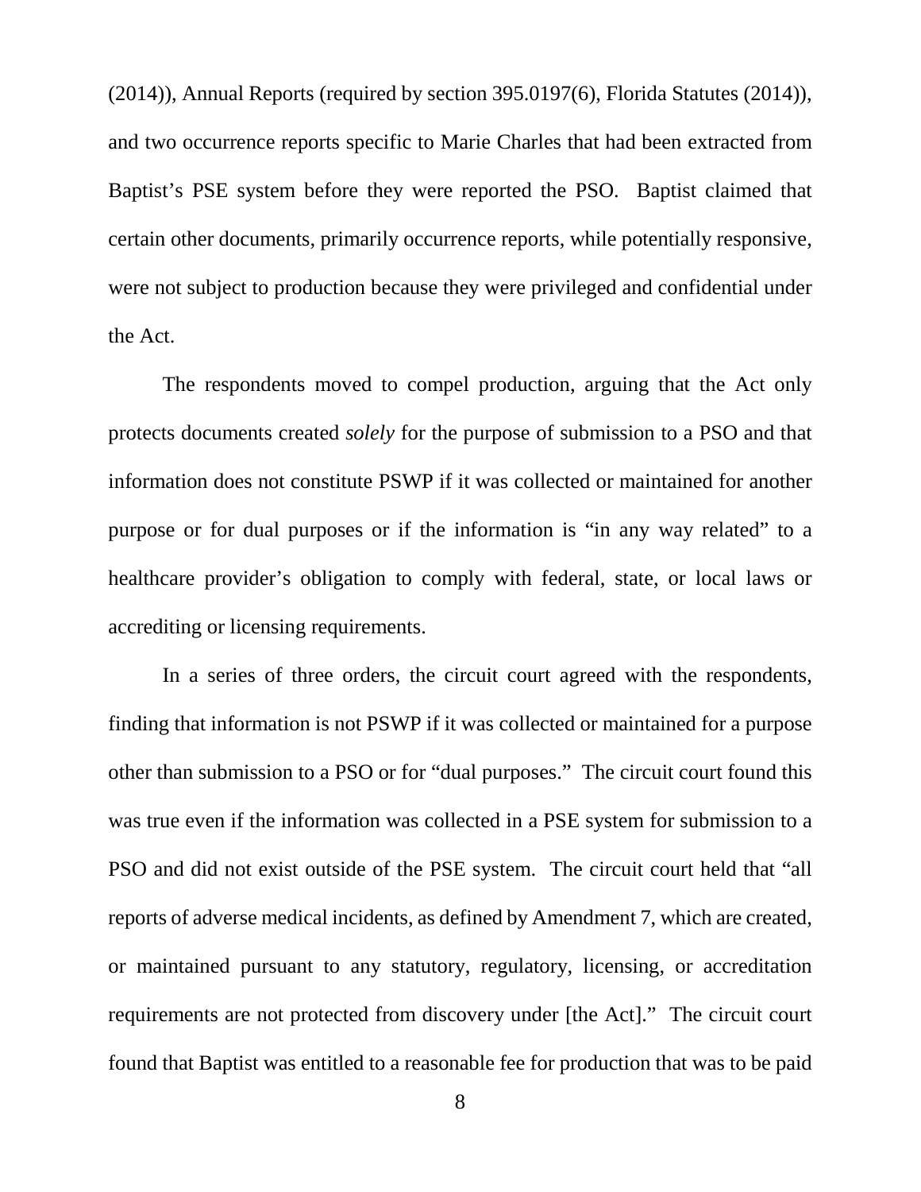(2014)), Annual Reports (required by section 395.0197(6), Florida Statutes (2014)), and two occurrence reports specific to Marie Charles that had been extracted from Baptist's PSE system before they were reported the PSO. Baptist claimed that certain other documents, primarily occurrence reports, while potentially responsive, were not subject to production because they were privileged and confidential under the Act.

The respondents moved to compel production, arguing that the Act only protects documents created *solely* for the purpose of submission to a PSO and that information does not constitute PSWP if it was collected or maintained for another purpose or for dual purposes or if the information is "in any way related" to a healthcare provider's obligation to comply with federal, state, or local laws or accrediting or licensing requirements.

In a series of three orders, the circuit court agreed with the respondents, finding that information is not PSWP if it was collected or maintained for a purpose other than submission to a PSO or for "dual purposes." The circuit court found this was true even if the information was collected in a PSE system for submission to a PSO and did not exist outside of the PSE system. The circuit court held that "all reports of adverse medical incidents, as defined by Amendment 7, which are created, or maintained pursuant to any statutory, regulatory, licensing, or accreditation requirements are not protected from discovery under [the Act]." The circuit court found that Baptist was entitled to a reasonable fee for production that was to be paid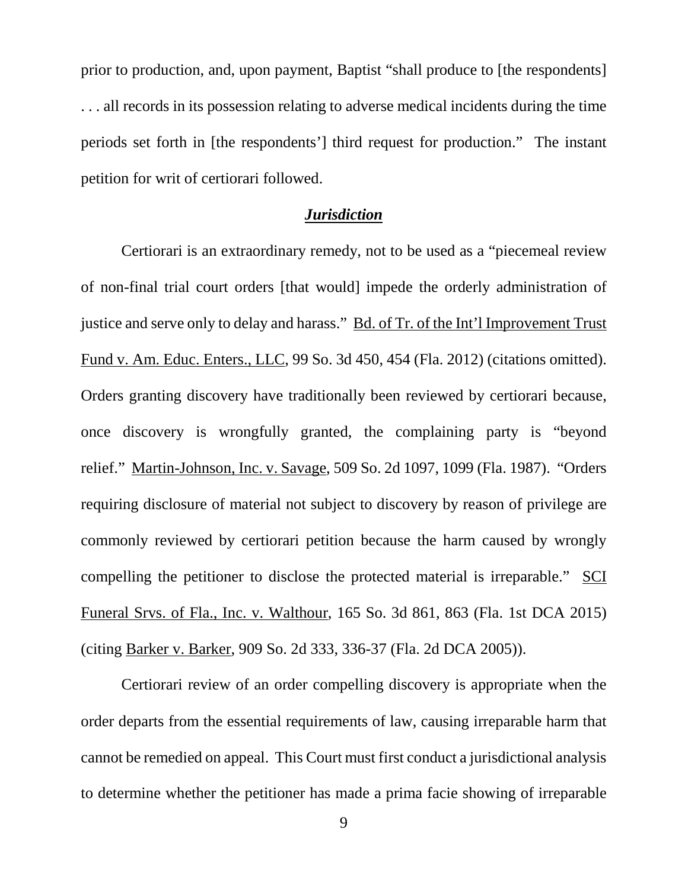prior to production, and, upon payment, Baptist "shall produce to [the respondents] . . . all records in its possession relating to adverse medical incidents during the time periods set forth in [the respondents'] third request for production." The instant petition for writ of certiorari followed.

## ***Jurisdiction***

Certiorari is an extraordinary remedy, not to be used as a "piecemeal review of non-final trial court orders [that would] impede the orderly administration of justice and serve only to delay and harass." Bd. of Tr. of the Int'l Improvement Trust Fund v. Am. Educ. Enters., LLC, 99 So. 3d 450, 454 (Fla. 2012) (citations omitted). Orders granting discovery have traditionally been reviewed by certiorari because, once discovery is wrongfully granted, the complaining party is "beyond relief." Martin-Johnson, Inc. v. Savage, 509 So. 2d 1097, 1099 (Fla. 1987). "Orders requiring disclosure of material not subject to discovery by reason of privilege are commonly reviewed by certiorari petition because the harm caused by wrongly compelling the petitioner to disclose the protected material is irreparable." SCI Funeral Srvs. of Fla., Inc. v. Walthour, 165 So. 3d 861, 863 (Fla. 1st DCA 2015) (citing Barker v. Barker, 909 So. 2d 333, 336-37 (Fla. 2d DCA 2005)).

Certiorari review of an order compelling discovery is appropriate when the order departs from the essential requirements of law, causing irreparable harm that cannot be remedied on appeal. This Court must first conduct a jurisdictional analysis to determine whether the petitioner has made a prima facie showing of irreparable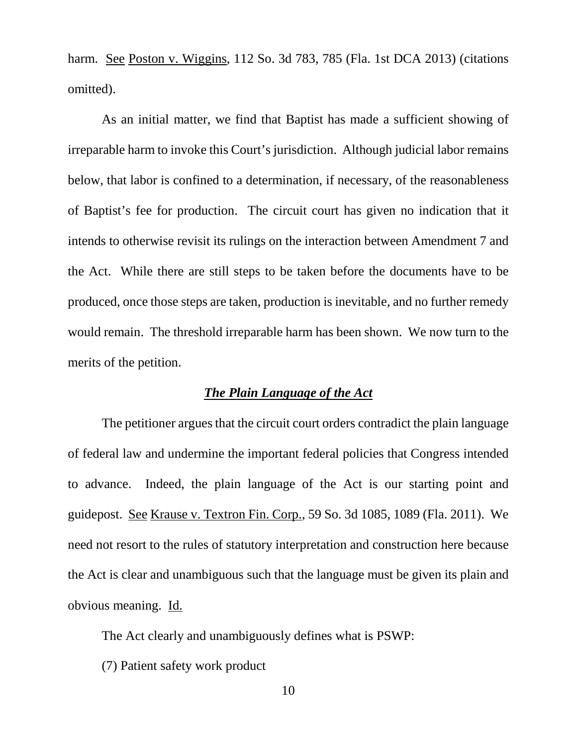harm. See Poston v. Wiggins, 112 So. 3d 783, 785 (Fla. 1st DCA 2013) (citations omitted).

As an initial matter, we find that Baptist has made a sufficient showing of irreparable harm to invoke this Court's jurisdiction. Although judicial labor remains below, that labor is confined to a determination, if necessary, of the reasonableness of Baptist's fee for production. The circuit court has given no indication that it intends to otherwise revisit its rulings on the interaction between Amendment 7 and the Act. While there are still steps to be taken before the documents have to be produced, once those steps are taken, production is inevitable, and no further remedy would remain. The threshold irreparable harm has been shown. We now turn to the merits of the petition.

***The Plain Language of the Act***

The petitioner argues that the circuit court orders contradict the plain language of federal law and undermine the important federal policies that Congress intended to advance. Indeed, the plain language of the Act is our starting point and guidepost. See Krause v. Textron Fin. Corp., 59 So. 3d 1085, 1089 (Fla. 2011). We need not resort to the rules of statutory interpretation and construction here because the Act is clear and unambiguous such that the language must be given its plain and obvious meaning. Id.

The Act clearly and unambiguously defines what is PSWP:

(7) Patient safety work product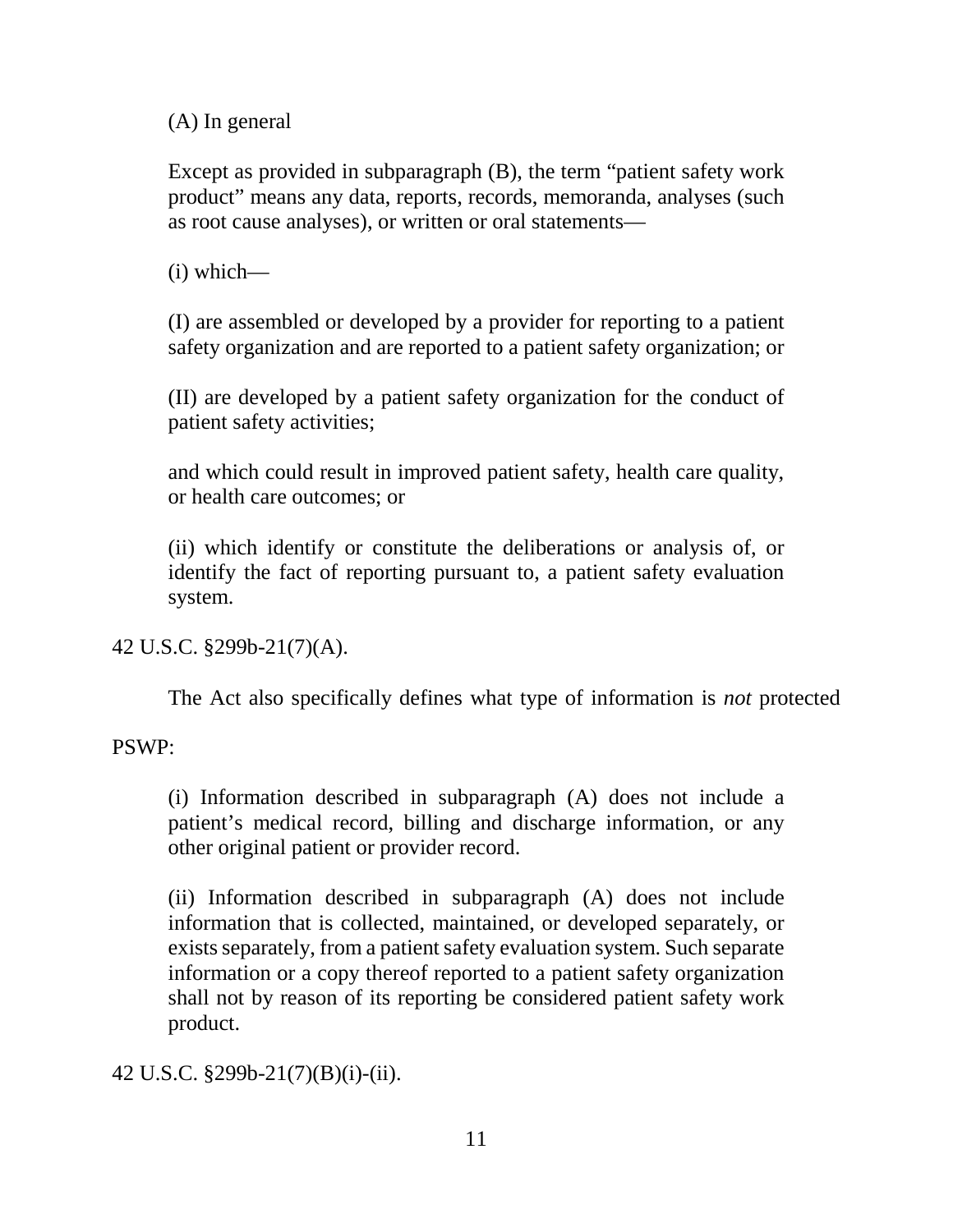> (A) In general
>
> Except as provided in subparagraph (B), the term "patient safety work product" means any data, reports, records, memoranda, analyses (such as root cause analyses), or written or oral statements—
>
> (i) which—
>
> (I) are assembled or developed by a provider for reporting to a patient safety organization and are reported to a patient safety organization; or
>
> (II) are developed by a patient safety organization for the conduct of patient safety activities;
>
> and which could result in improved patient safety, health care quality, or health care outcomes; or
>
> (ii) which identify or constitute the deliberations or analysis of, or identify the fact of reporting pursuant to, a patient safety evaluation system.

42 U.S.C. §299b-21(7)(A).

The Act also specifically defines what type of information is *not* protected PSWP:

> (i) Information described in subparagraph (A) does not include a patient's medical record, billing and discharge information, or any other original patient or provider record.
>
> (ii) Information described in subparagraph (A) does not include information that is collected, maintained, or developed separately, or exists separately, from a patient safety evaluation system. Such separate information or a copy thereof reported to a patient safety organization shall not by reason of its reporting be considered patient safety work product.

42 U.S.C. §299b-21(7)(B)(i)-(ii).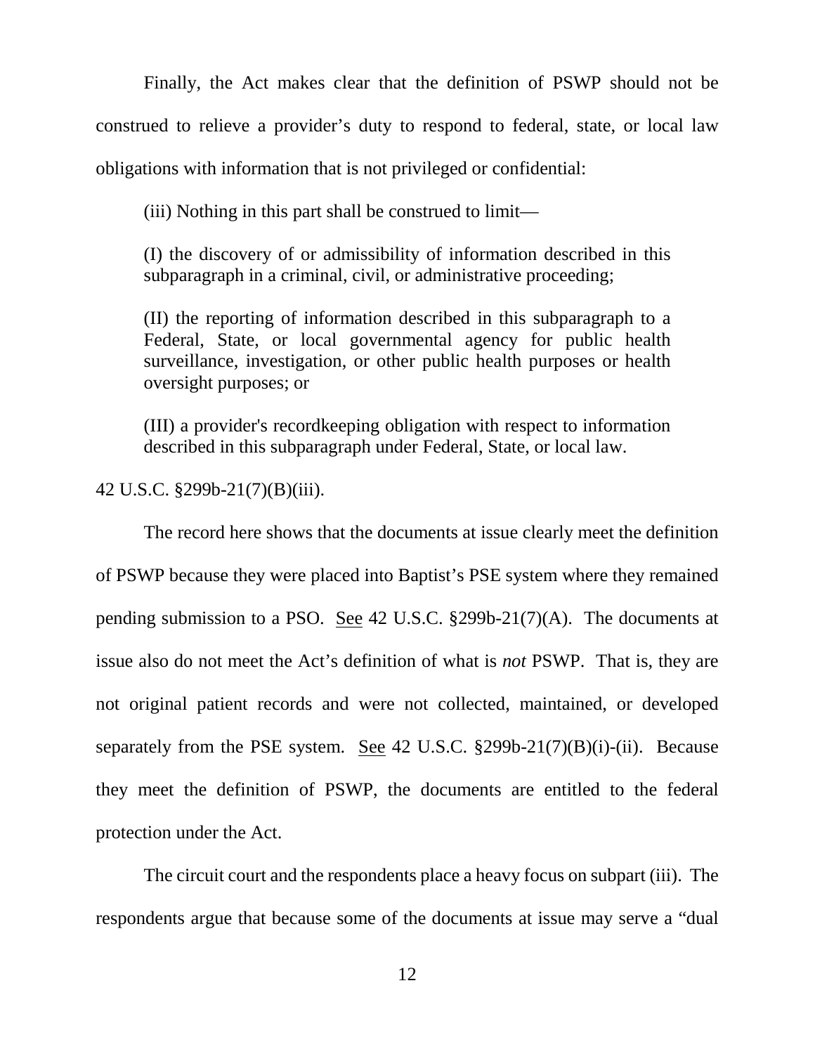Finally, the Act makes clear that the definition of PSWP should not be construed to relieve a provider's duty to respond to federal, state, or local law obligations with information that is not privileged or confidential:

> (iii) Nothing in this part shall be construed to limit—
>
> (I) the discovery of or admissibility of information described in this subparagraph in a criminal, civil, or administrative proceeding;
>
> (II) the reporting of information described in this subparagraph to a Federal, State, or local governmental agency for public health surveillance, investigation, or other public health purposes or health oversight purposes; or
>
> (III) a provider's recordkeeping obligation with respect to information described in this subparagraph under Federal, State, or local law.

42 U.S.C. §299b-21(7)(B)(iii).

The record here shows that the documents at issue clearly meet the definition of PSWP because they were placed into Baptist's PSE system where they remained pending submission to a PSO. See 42 U.S.C. §299b-21(7)(A). The documents at issue also do not meet the Act's definition of what is *not* PSWP. That is, they are not original patient records and were not collected, maintained, or developed separately from the PSE system. See 42 U.S.C. §299b-21(7)(B)(i)-(ii). Because they meet the definition of PSWP, the documents are entitled to the federal protection under the Act.

The circuit court and the respondents place a heavy focus on subpart (iii). The respondents argue that because some of the documents at issue may serve a "dual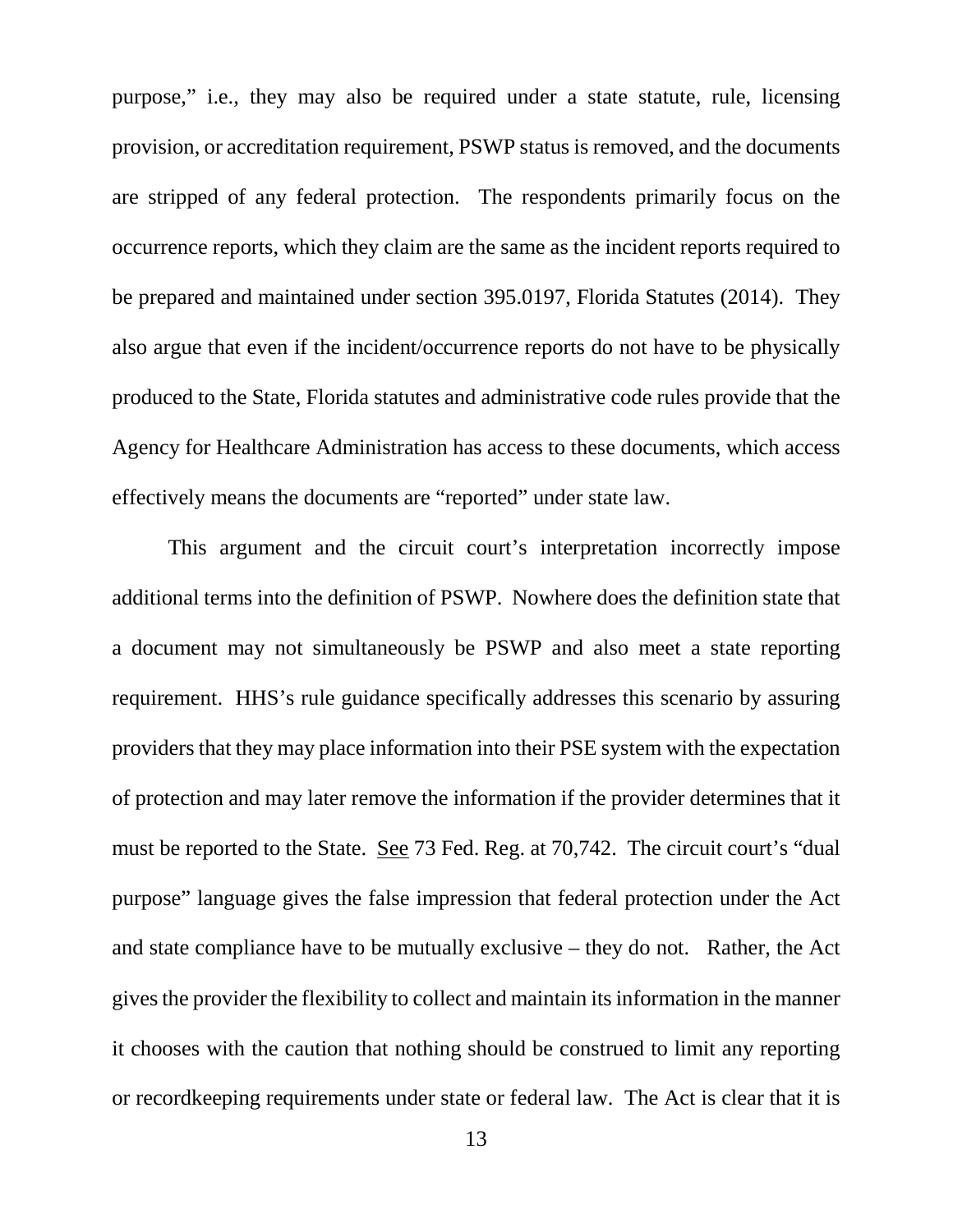purpose," i.e., they may also be required under a state statute, rule, licensing provision, or accreditation requirement, PSWP status is removed, and the documents are stripped of any federal protection. The respondents primarily focus on the occurrence reports, which they claim are the same as the incident reports required to be prepared and maintained under section 395.0197, Florida Statutes (2014). They also argue that even if the incident/occurrence reports do not have to be physically produced to the State, Florida statutes and administrative code rules provide that the Agency for Healthcare Administration has access to these documents, which access effectively means the documents are "reported" under state law.

This argument and the circuit court's interpretation incorrectly impose additional terms into the definition of PSWP. Nowhere does the definition state that a document may not simultaneously be PSWP and also meet a state reporting requirement. HHS's rule guidance specifically addresses this scenario by assuring providers that they may place information into their PSE system with the expectation of protection and may later remove the information if the provider determines that it must be reported to the State. See 73 Fed. Reg. at 70,742. The circuit court's "dual purpose" language gives the false impression that federal protection under the Act and state compliance have to be mutually exclusive – they do not. Rather, the Act gives the provider the flexibility to collect and maintain its information in the manner it chooses with the caution that nothing should be construed to limit any reporting or recordkeeping requirements under state or federal law. The Act is clear that it is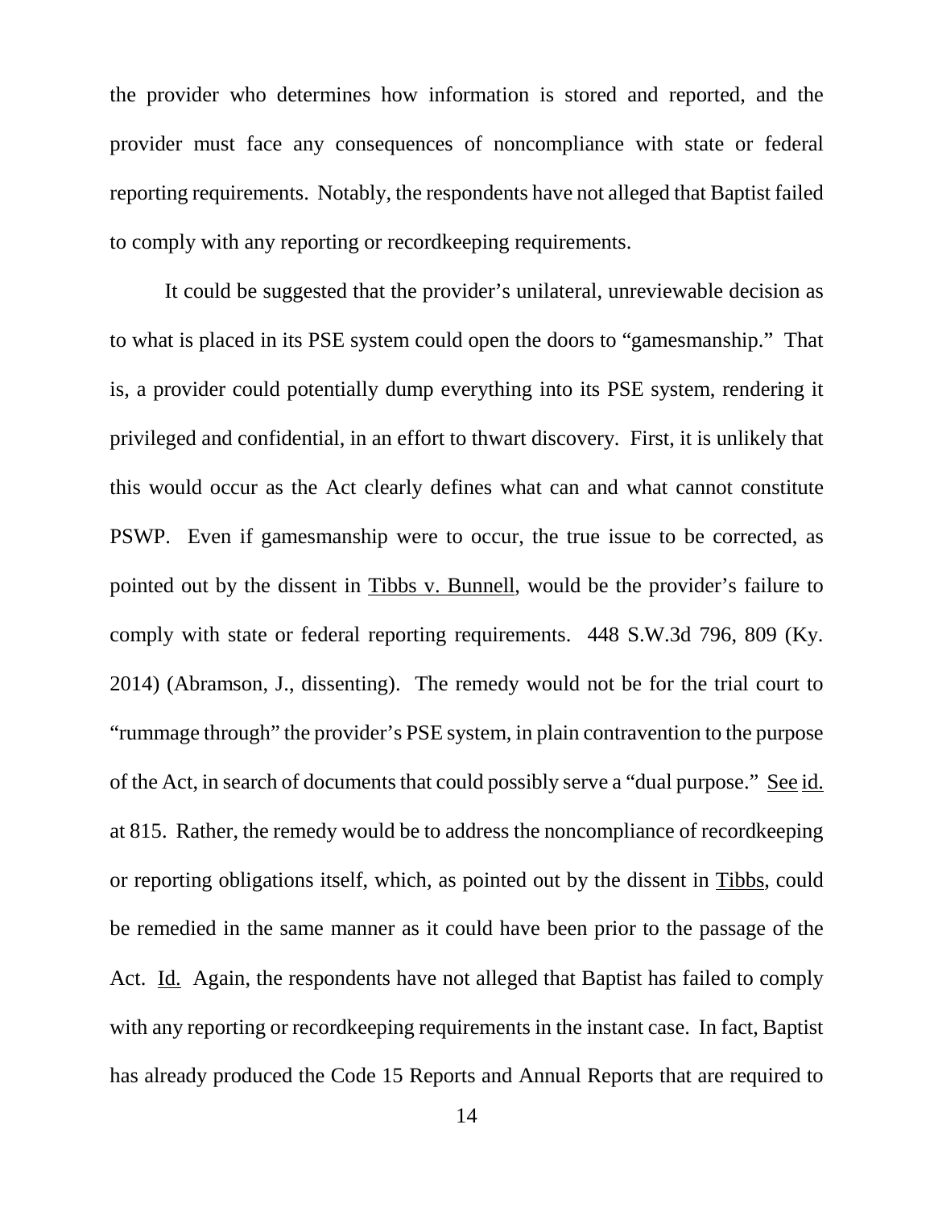the provider who determines how information is stored and reported, and the provider must face any consequences of noncompliance with state or federal reporting requirements. Notably, the respondents have not alleged that Baptist failed to comply with any reporting or recordkeeping requirements.

It could be suggested that the provider's unilateral, unreviewable decision as to what is placed in its PSE system could open the doors to "gamesmanship." That is, a provider could potentially dump everything into its PSE system, rendering it privileged and confidential, in an effort to thwart discovery. First, it is unlikely that this would occur as the Act clearly defines what can and what cannot constitute PSWP. Even if gamesmanship were to occur, the true issue to be corrected, as pointed out by the dissent in Tibbs v. Bunnell, would be the provider's failure to comply with state or federal reporting requirements. 448 S.W.3d 796, 809 (Ky. 2014) (Abramson, J., dissenting). The remedy would not be for the trial court to "rummage through" the provider's PSE system, in plain contravention to the purpose of the Act, in search of documents that could possibly serve a "dual purpose." See id. at 815. Rather, the remedy would be to address the noncompliance of recordkeeping or reporting obligations itself, which, as pointed out by the dissent in Tibbs, could be remedied in the same manner as it could have been prior to the passage of the Act. Id. Again, the respondents have not alleged that Baptist has failed to comply with any reporting or recordkeeping requirements in the instant case. In fact, Baptist has already produced the Code 15 Reports and Annual Reports that are required to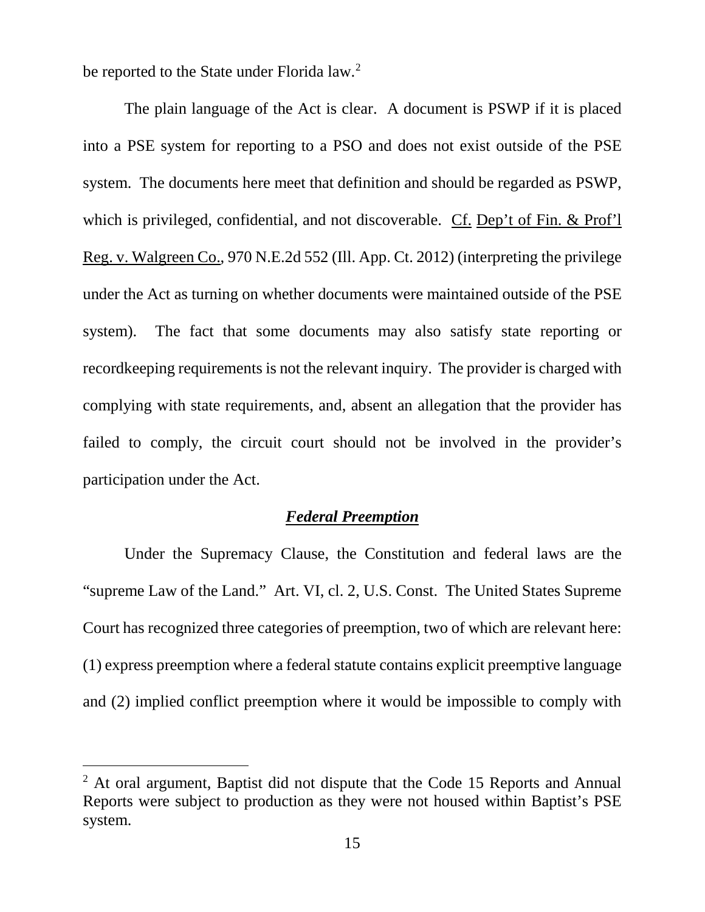be reported to the State under Florida law.[2]

The plain language of the Act is clear. A document is PSWP if it is placed into a PSE system for reporting to a PSO and does not exist outside of the PSE system. The documents here meet that definition and should be regarded as PSWP, which is privileged, confidential, and not discoverable. Cf. Dep't of Fin. & Prof'l Reg. v. Walgreen Co., 970 N.E.2d 552 (Ill. App. Ct. 2012) (interpreting the privilege under the Act as turning on whether documents were maintained outside of the PSE system). The fact that some documents may also satisfy state reporting or recordkeeping requirements is not the relevant inquiry. The provider is charged with complying with state requirements, and, absent an allegation that the provider has failed to comply, the circuit court should not be involved in the provider's participation under the Act.

***Federal Preemption***

Under the Supremacy Clause, the Constitution and federal laws are the "supreme Law of the Land." Art. VI, cl. 2, U.S. Const. The United States Supreme Court has recognized three categories of preemption, two of which are relevant here: (1) express preemption where a federal statute contains explicit preemptive language and (2) implied conflict preemption where it would be impossible to comply with

[2] At oral argument, Baptist did not dispute that the Code 15 Reports and Annual Reports were subject to production as they were not housed within Baptist's PSE system.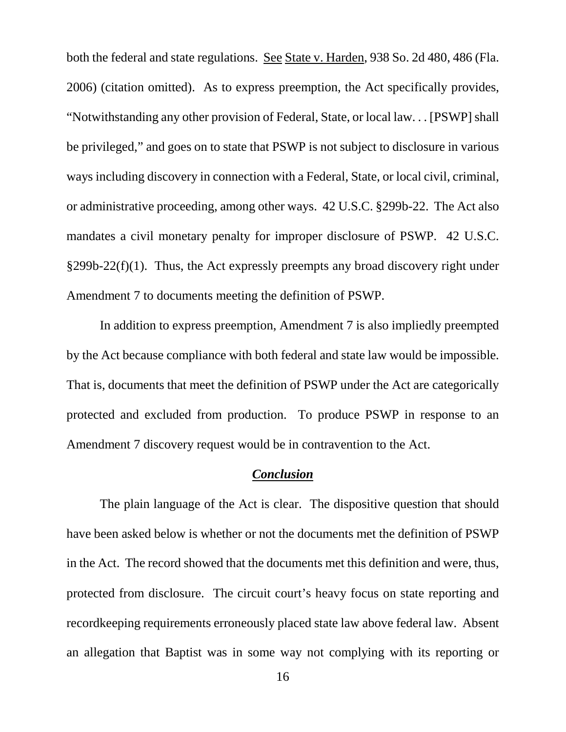both the federal and state regulations. See State v. Harden, 938 So. 2d 480, 486 (Fla. 2006) (citation omitted). As to express preemption, the Act specifically provides, "Notwithstanding any other provision of Federal, State, or local law. . . [PSWP] shall be privileged," and goes on to state that PSWP is not subject to disclosure in various ways including discovery in connection with a Federal, State, or local civil, criminal, or administrative proceeding, among other ways. 42 U.S.C. §299b-22. The Act also mandates a civil monetary penalty for improper disclosure of PSWP. 42 U.S.C. §299b-22(f)(1). Thus, the Act expressly preempts any broad discovery right under Amendment 7 to documents meeting the definition of PSWP.

In addition to express preemption, Amendment 7 is also impliedly preempted by the Act because compliance with both federal and state law would be impossible. That is, documents that meet the definition of PSWP under the Act are categorically protected and excluded from production. To produce PSWP in response to an Amendment 7 discovery request would be in contravention to the Act.

## ***Conclusion***

The plain language of the Act is clear. The dispositive question that should have been asked below is whether or not the documents met the definition of PSWP in the Act. The record showed that the documents met this definition and were, thus, protected from disclosure. The circuit court's heavy focus on state reporting and recordkeeping requirements erroneously placed state law above federal law. Absent an allegation that Baptist was in some way not complying with its reporting or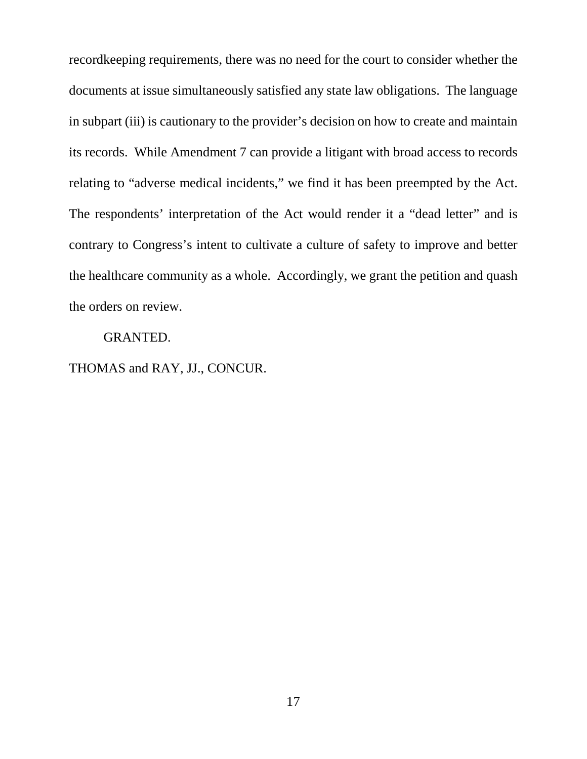recordkeeping requirements, there was no need for the court to consider whether the documents at issue simultaneously satisfied any state law obligations. The language in subpart (iii) is cautionary to the provider's decision on how to create and maintain its records. While Amendment 7 can provide a litigant with broad access to records relating to "adverse medical incidents," we find it has been preempted by the Act. The respondents' interpretation of the Act would render it a "dead letter" and is contrary to Congress's intent to cultivate a culture of safety to improve and better the healthcare community as a whole. Accordingly, we grant the petition and quash the orders on review.

GRANTED.

THOMAS and RAY, JJ., CONCUR.